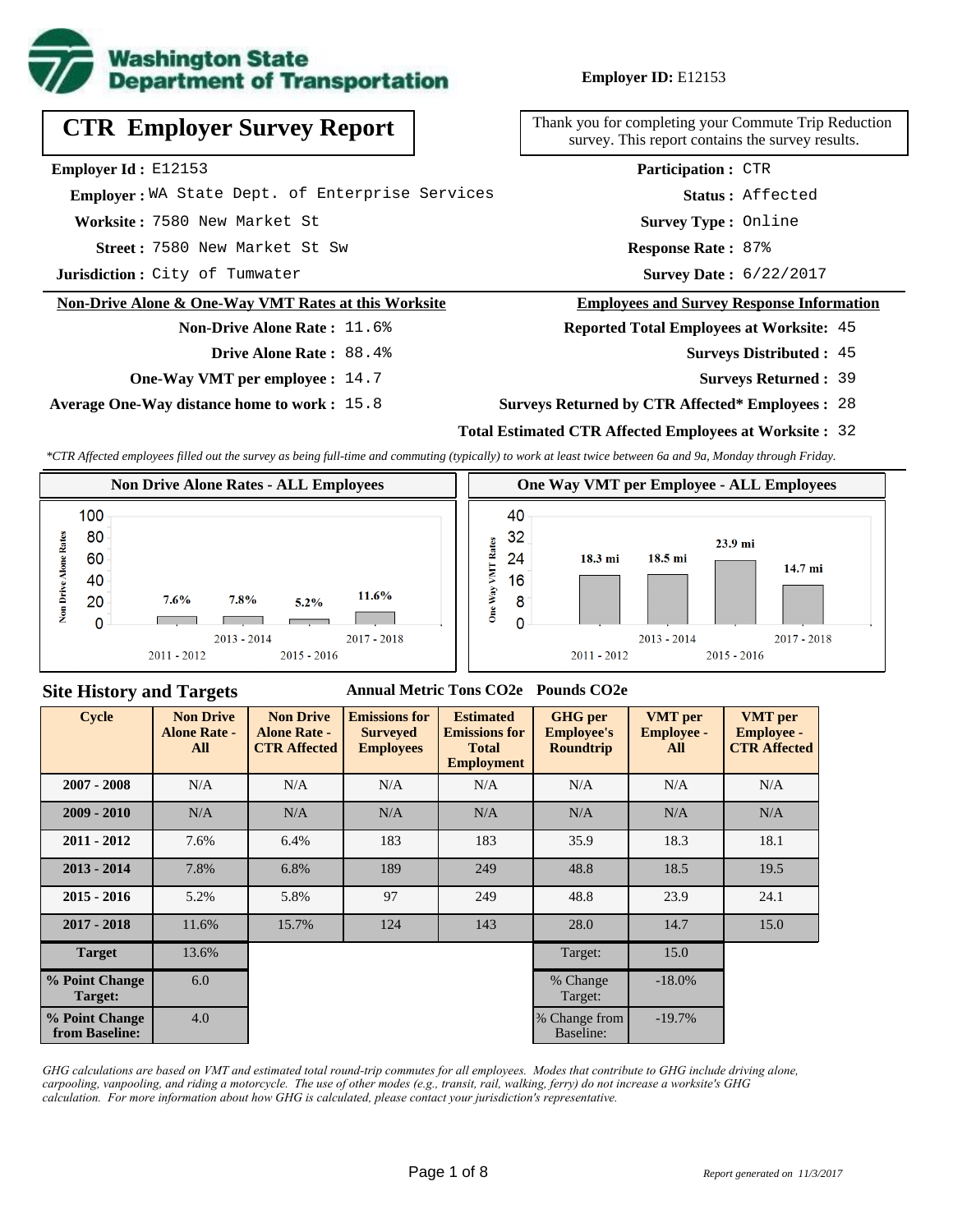Washington State Department of Transportation

**Employer ID:** E12153

# CTR Employer Survey Report

Thank you for completing your Commute Trip Reduction survey. This report contains the survey results.

**Employer Id :** E12153
**Employer :** WA State Dept. of Enterprise Services
**Worksite :** 7580 New Market St
**Street :** 7580 New Market St Sw
**Jurisdiction :** City of Tumwater

**Participation :** CTR
**Status :** Affected
**Survey Type :** Online
**Response Rate :** 87%
**Survey Date :** 6/22/2017

## Non-Drive Alone & One-Way VMT Rates at this Worksite

**Non-Drive Alone Rate :** 11.6%
**Drive Alone Rate :** 88.4%
**One-Way VMT per employee :** 14.7
**Average One-Way distance home to work :** 15.8

## Employees and Survey Response Information

**Reported Total Employees at Worksite:** 45
**Surveys Distributed :** 45
**Surveys Returned :** 39
**Surveys Returned by CTR Affected* Employees :** 28
**Total Estimated CTR Affected Employees at Worksite :** 32

*CTR Affected employees filled out the survey as being full-time and commuting (typically) to work at least twice between 6a and 9a, Monday through Friday.*

### Non Drive Alone Rates - ALL Employees

| 2011 - 2012 | 2013 - 2014 | 2015 - 2016 | 2017 - 2018 |
|---|---|---|---|
| 7.6% | 7.8% | 5.2% | 11.6% |

### One Way VMT per Employee - ALL Employees

| 2011 - 2012 | 2013 - 2014 | 2015 - 2016 | 2017 - 2018 |
|---|---|---|---|
| 18.3 mi | 18.5 mi | 23.9 mi | 14.7 mi |

## Site History and Targets

| Cycle | Non Drive Alone Rate - All | Non Drive Alone Rate - CTR Affected | Emissions for Surveyed Employees (Annual Metric Tons $CO_2e$) | Estimated Emissions for Total Employment (Annual Metric Tons $CO_2e$) | GHG per Employee's Roundtrip (Pounds $CO_2e$) | VMT per Employee - All | VMT per Employee - CTR Affected |
|---|---|---|---|---|---|---|---|
| 2007 - 2008 | N/A | N/A | N/A | N/A | N/A | N/A | N/A |
| 2009 - 2010 | N/A | N/A | N/A | N/A | N/A | N/A | N/A |
| 2011 - 2012 | 7.6% | 6.4% | 183 | 183 | 35.9 | 18.3 | 18.1 |
| 2013 - 2014 | 7.8% | 6.8% | 189 | 249 | 48.8 | 18.5 | 19.5 |
| 2015 - 2016 | 5.2% | 5.8% | 97 | 249 | 48.8 | 23.9 | 24.1 |
| 2017 - 2018 | 11.6% | 15.7% | 124 | 143 | 28.0 | 14.7 | 15.0 |
| Target | 13.6% | | | | Target: | 15.0 | |
| % Point Change Target: | 6.0 | | | | % Change Target: | -18.0% | |
| % Point Change from Baseline: | 4.0 | | | | % Change from Baseline: | -19.7% | |

*GHG calculations are based on VMT and estimated total round-trip commutes for all employees. Modes that contribute to GHG include driving alone, carpooling, vanpooling, and riding a motorcycle. The use of other modes (e.g., transit, rail, walking, ferry) do not increase a worksite's GHG calculation. For more information about how GHG is calculated, please contact your jurisdiction's representative.*

*Report generated on 11/3/2017*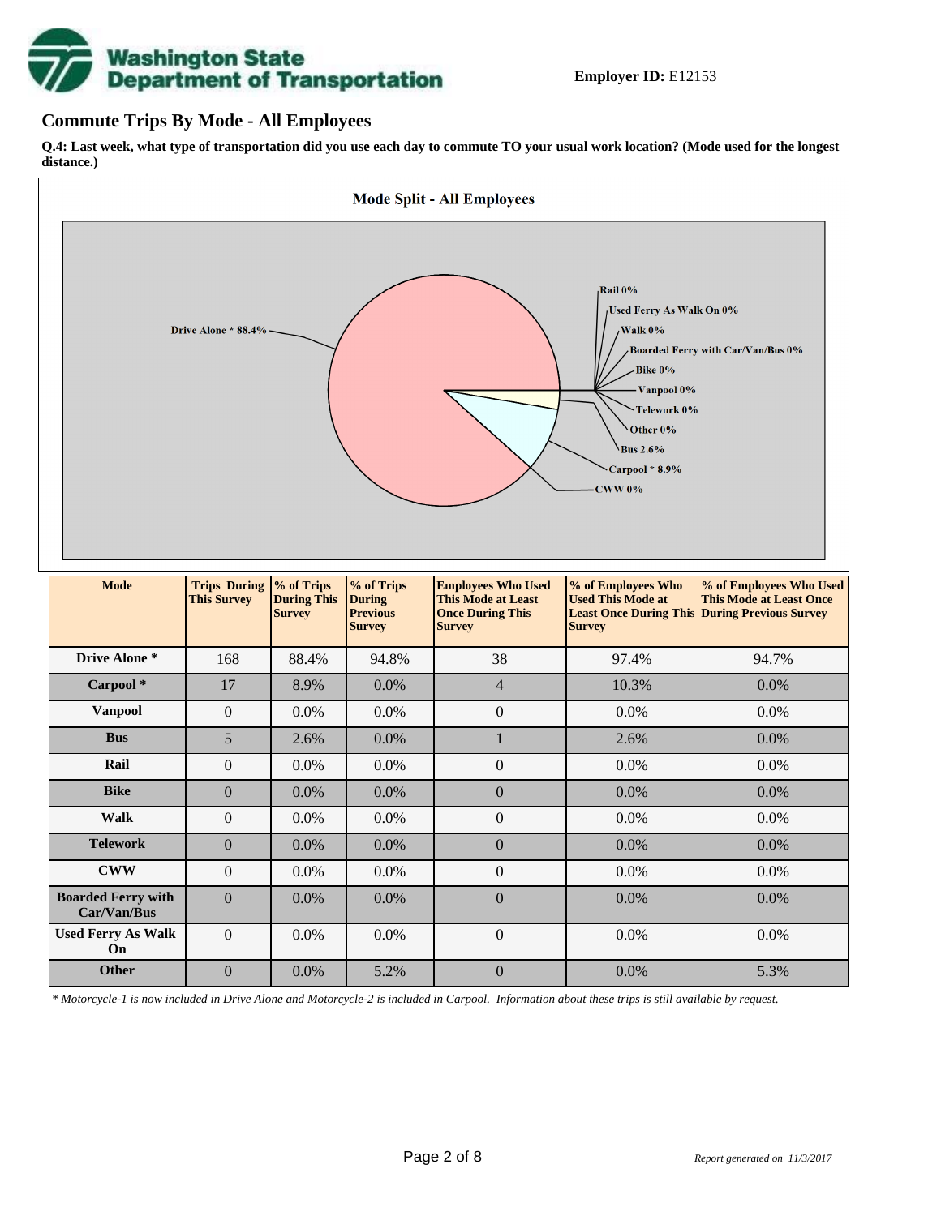**Employer ID:** E12153

## Commute Trips By Mode - All Employees

**Q.4: Last week, what type of transportation did you use each day to commute TO your usual work location? (Mode used for the longest distance.)**

**Mode Split - All Employees**

Drive Alone * 88.4%, Rail 0%, Used Ferry As Walk On 0%, Walk 0%, Boarded Ferry with Car/Van/Bus 0%, Bike 0%, Vanpool 0%, Telework 0%, Other 0%, Bus 2.6%, Carpool * 8.9%, CWW 0%

| Mode | Trips During This Survey | % of Trips During This Survey | % of Trips During Previous Survey | Employees Who Used This Mode at Least Once During This Survey | % of Employees Who Used This Mode at Least Once During This Survey | % of Employees Who Used This Mode at Least Once During Previous Survey |
|---|---|---|---|---|---|---|
| **Drive Alone *** | 168 | 88.4% | 94.8% | 38 | 97.4% | 94.7% |
| **Carpool *** | 17 | 8.9% | 0.0% | 4 | 10.3% | 0.0% |
| **Vanpool** | 0 | 0.0% | 0.0% | 0 | 0.0% | 0.0% |
| **Bus** | 5 | 2.6% | 0.0% | 1 | 2.6% | 0.0% |
| **Rail** | 0 | 0.0% | 0.0% | 0 | 0.0% | 0.0% |
| **Bike** | 0 | 0.0% | 0.0% | 0 | 0.0% | 0.0% |
| **Walk** | 0 | 0.0% | 0.0% | 0 | 0.0% | 0.0% |
| **Telework** | 0 | 0.0% | 0.0% | 0 | 0.0% | 0.0% |
| **CWW** | 0 | 0.0% | 0.0% | 0 | 0.0% | 0.0% |
| **Boarded Ferry with Car/Van/Bus** | 0 | 0.0% | 0.0% | 0 | 0.0% | 0.0% |
| **Used Ferry As Walk On** | 0 | 0.0% | 0.0% | 0 | 0.0% | 0.0% |
| **Other** | 0 | 0.0% | 5.2% | 0 | 0.0% | 5.3% |

*\* Motorcycle-1 is now included in Drive Alone and Motorcycle-2 is included in Carpool. Information about these trips is still available by request.*

*Report generated on 11/3/2017*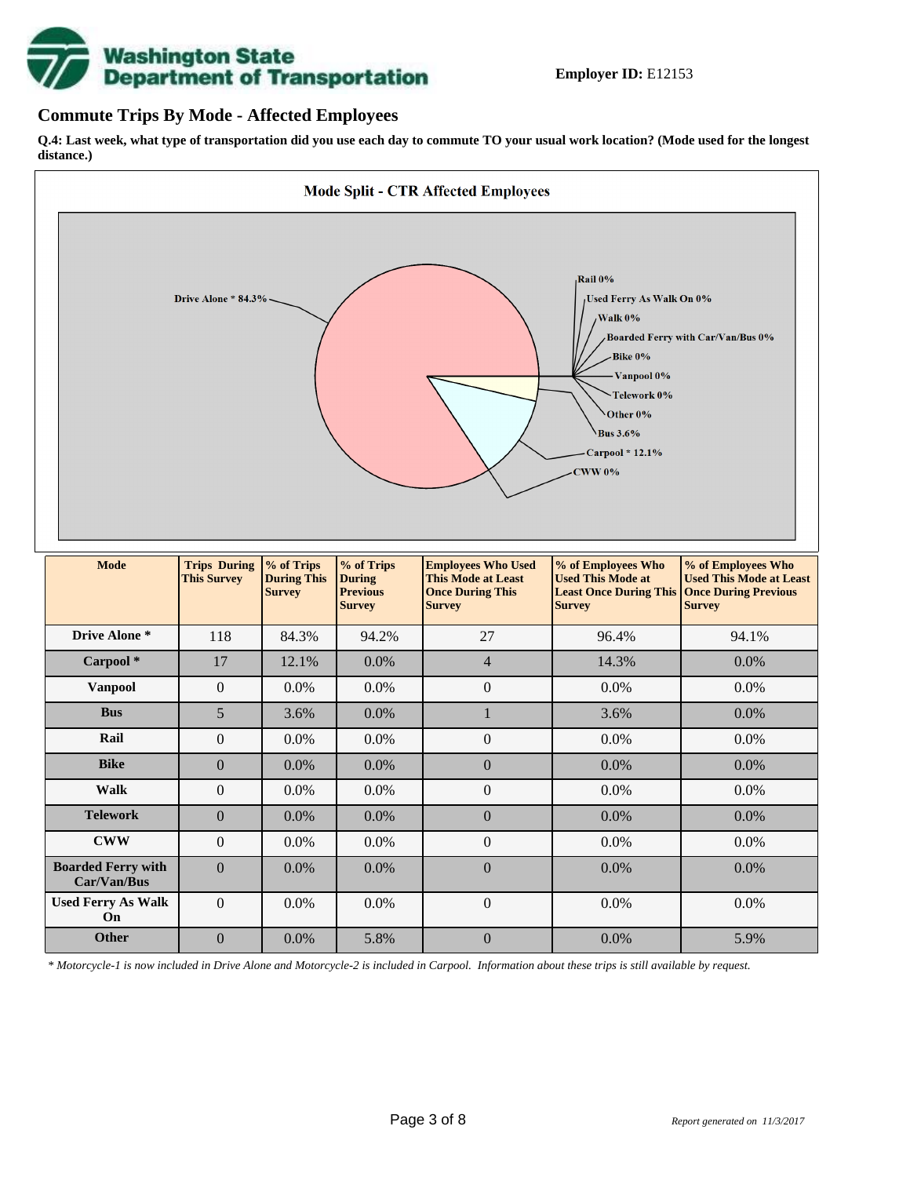**Employer ID:** E12153

## Commute Trips By Mode - Affected Employees

**Q.4: Last week, what type of transportation did you use each day to commute TO your usual work location? (Mode used for the longest distance.)**

**Mode Split - CTR Affected Employees**

Drive Alone * 84.3%
Rail 0%
Used Ferry As Walk On 0%
Walk 0%
Boarded Ferry with Car/Van/Bus 0%
Bike 0%
Vanpool 0%
Telework 0%
Other 0%
Bus 3.6%
Carpool * 12.1%
CWW 0%

| Mode | Trips During This Survey | % of Trips During This Survey | % of Trips During Previous Survey | Employees Who Used This Mode at Least Once During This Survey | % of Employees Who Used This Mode at Least Once During This Survey | % of Employees Who Used This Mode at Least Once During Previous Survey |
|---|---|---|---|---|---|---|
| Drive Alone * | 118 | 84.3% | 94.2% | 27 | 96.4% | 94.1% |
| Carpool * | 17 | 12.1% | 0.0% | 4 | 14.3% | 0.0% |
| Vanpool | 0 | 0.0% | 0.0% | 0 | 0.0% | 0.0% |
| Bus | 5 | 3.6% | 0.0% | 1 | 3.6% | 0.0% |
| Rail | 0 | 0.0% | 0.0% | 0 | 0.0% | 0.0% |
| Bike | 0 | 0.0% | 0.0% | 0 | 0.0% | 0.0% |
| Walk | 0 | 0.0% | 0.0% | 0 | 0.0% | 0.0% |
| Telework | 0 | 0.0% | 0.0% | 0 | 0.0% | 0.0% |
| CWW | 0 | 0.0% | 0.0% | 0 | 0.0% | 0.0% |
| Boarded Ferry with Car/Van/Bus | 0 | 0.0% | 0.0% | 0 | 0.0% | 0.0% |
| Used Ferry As Walk On | 0 | 0.0% | 0.0% | 0 | 0.0% | 0.0% |
| Other | 0 | 0.0% | 5.8% | 0 | 0.0% | 5.9% |

*\* Motorcycle-1 is now included in Drive Alone and Motorcycle-2 is included in Carpool. Information about these trips is still available by request.*

*Report generated on 11/3/2017*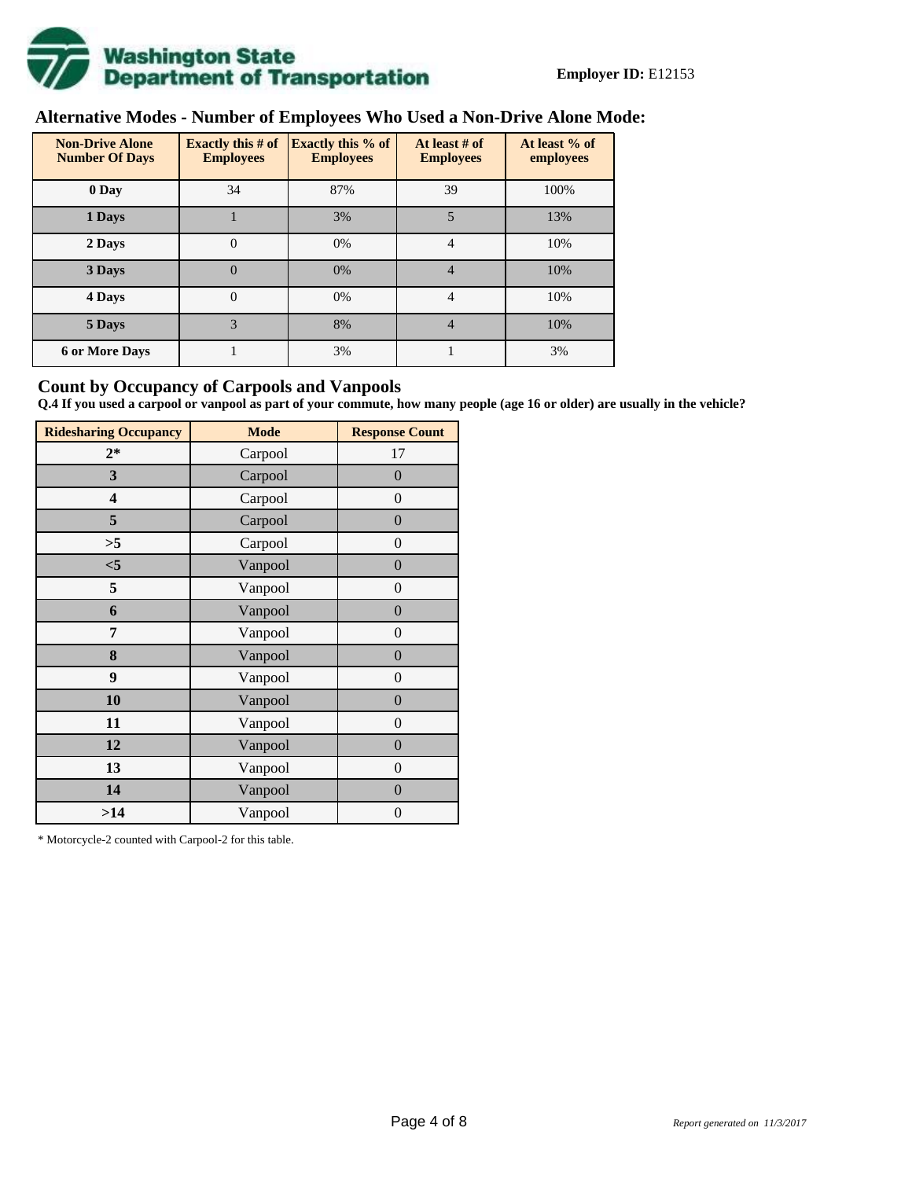**Employer ID:** E12153

## Alternative Modes - Number of Employees Who Used a Non-Drive Alone Mode:

| Non-Drive Alone Number Of Days | Exactly this # of Employees | Exactly this % of Employees | At least # of Employees | At least % of employees |
|---|---|---|---|---|
| 0 Day | 34 | 87% | 39 | 100% |
| 1 Days | 1 | 3% | 5 | 13% |
| 2 Days | 0 | 0% | 4 | 10% |
| 3 Days | 0 | 0% | 4 | 10% |
| 4 Days | 0 | 0% | 4 | 10% |
| 5 Days | 3 | 8% | 4 | 10% |
| 6 or More Days | 1 | 3% | 1 | 3% |

## Count by Occupancy of Carpools and Vanpools

**Q.4 If you used a carpool or vanpool as part of your commute, how many people (age 16 or older) are usually in the vehicle?**

| Ridesharing Occupancy | Mode | Response Count |
|---|---|---|
| 2* | Carpool | 17 |
| 3 | Carpool | 0 |
| 4 | Carpool | 0 |
| 5 | Carpool | 0 |
| >5 | Carpool | 0 |
| <5 | Vanpool | 0 |
| 5 | Vanpool | 0 |
| 6 | Vanpool | 0 |
| 7 | Vanpool | 0 |
| 8 | Vanpool | 0 |
| 9 | Vanpool | 0 |
| 10 | Vanpool | 0 |
| 11 | Vanpool | 0 |
| 12 | Vanpool | 0 |
| 13 | Vanpool | 0 |
| 14 | Vanpool | 0 |
| >14 | Vanpool | 0 |

* Motorcycle-2 counted with Carpool-2 for this table.

*Report generated on 11/3/2017*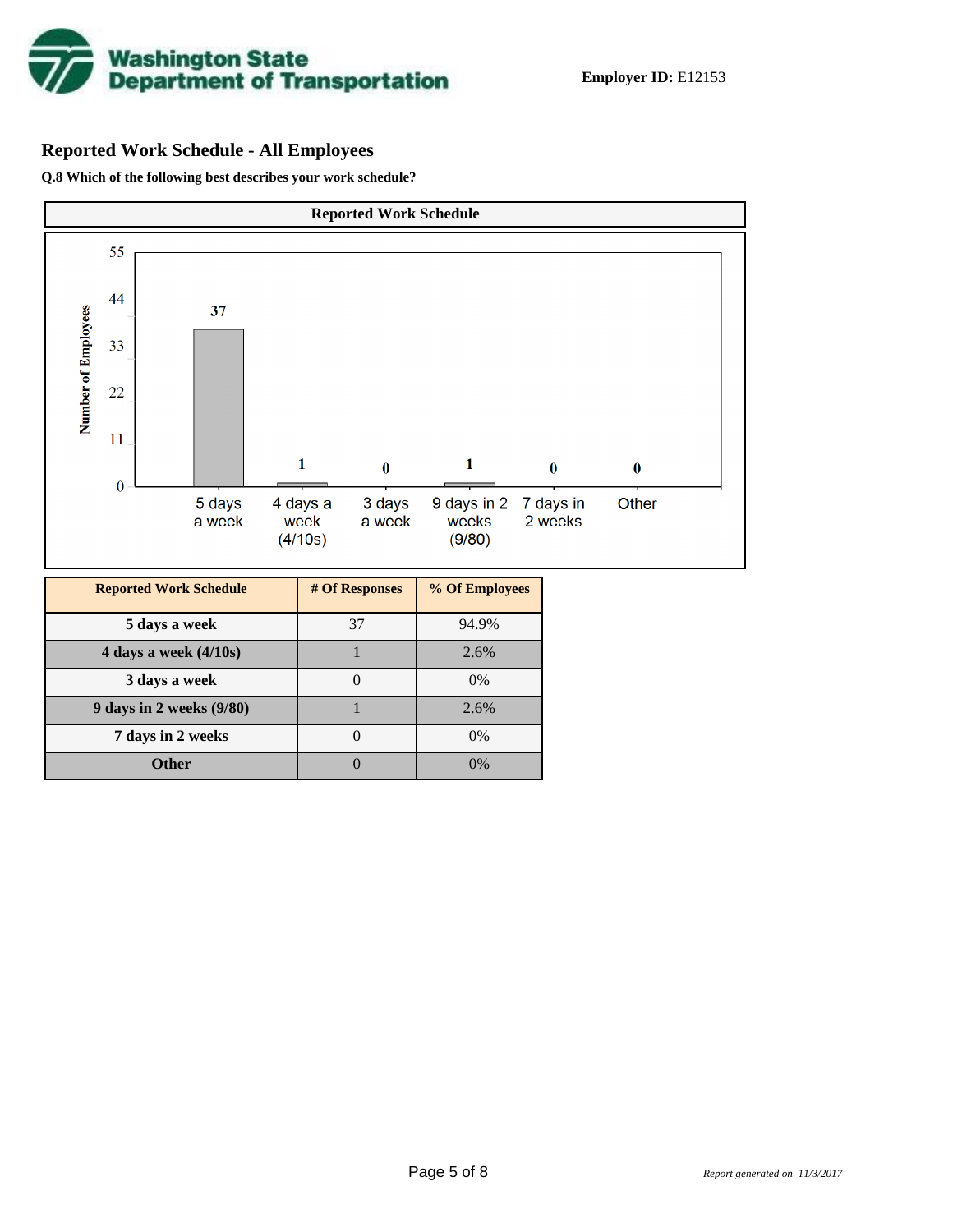**Employer ID:** E12153

## Reported Work Schedule - All Employees

**Q.8 Which of the following best describes your work schedule?**

**Reported Work Schedule**

| Reported Work Schedule | # Of Responses | % Of Employees |
|---|---|---|
| 5 days a week | 37 | 94.9% |
| 4 days a week (4/10s) | 1 | 2.6% |
| 3 days a week | 0 | 0% |
| 9 days in 2 weeks (9/80) | 1 | 2.6% |
| 7 days in 2 weeks | 0 | 0% |
| Other | 0 | 0% |

*Report generated on 11/3/2017*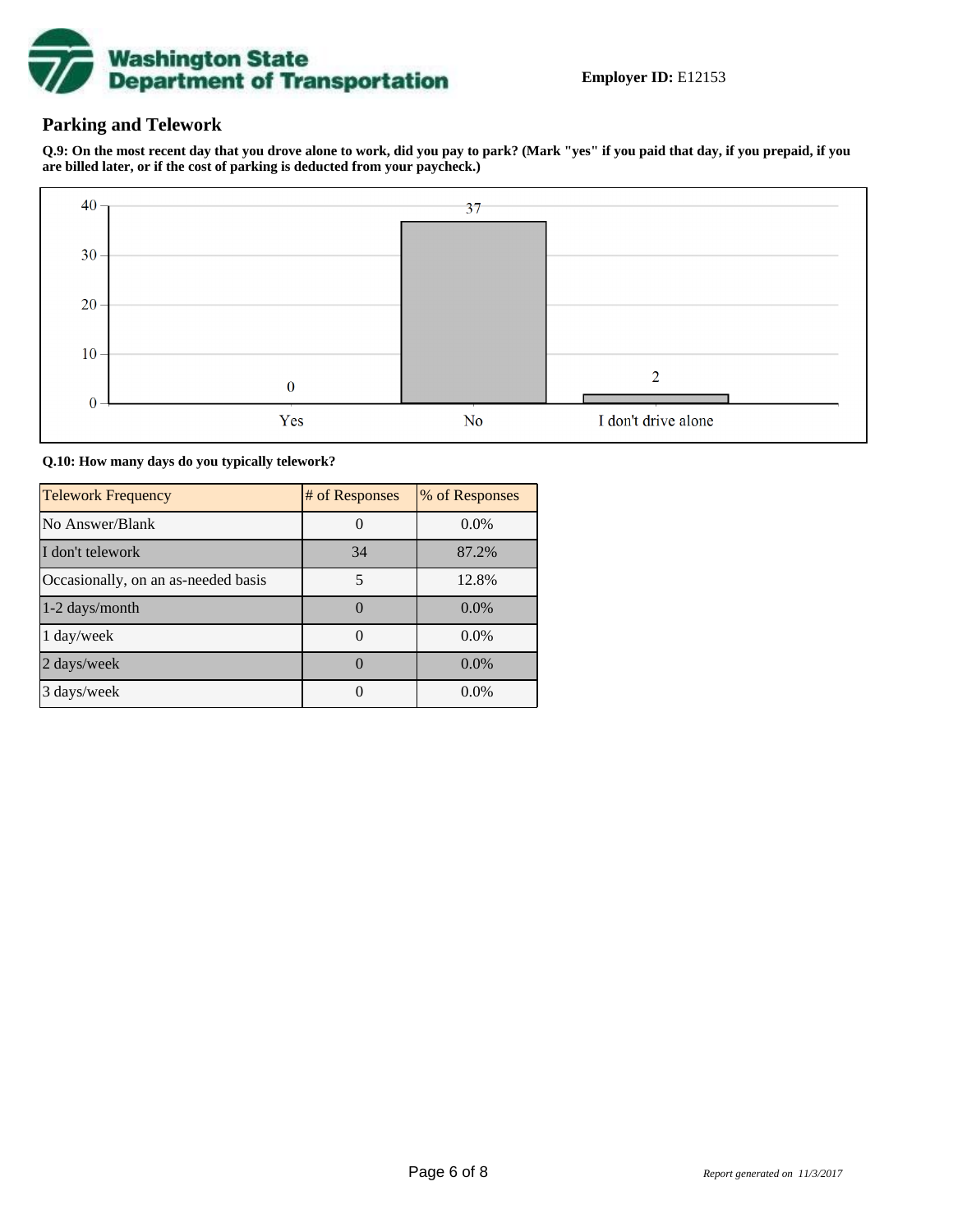**Employer ID:** E12153

## Parking and Telework

**Q.9: On the most recent day that you drove alone to work, did you pay to park? (Mark "yes" if you paid that day, if you prepaid, if you are billed later, or if the cost of parking is deducted from your paycheck.)**

| Response | Count |
|---|---|
| Yes | 0 |
| No | 37 |
| I don't drive alone | 2 |

**Q.10: How many days do you typically telework?**

| Telework Frequency | # of Responses | % of Responses |
|---|---|---|
| No Answer/Blank | 0 | 0.0% |
| I don't telework | 34 | 87.2% |
| Occasionally, on an as-needed basis | 5 | 12.8% |
| 1-2 days/month | 0 | 0.0% |
| 1 day/week | 0 | 0.0% |
| 2 days/week | 0 | 0.0% |
| 3 days/week | 0 | 0.0% |

*Report generated on 11/3/2017*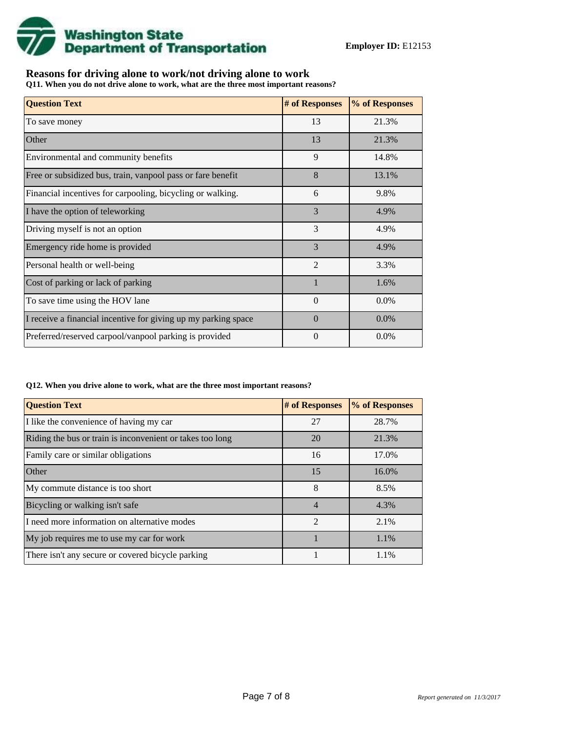**Employer ID:** E12153

## Reasons for driving alone to work/not driving alone to work

**Q11. When you do not drive alone to work, what are the three most important reasons?**

| Question Text | # of Responses | % of Responses |
|---|---|---|
| To save money | 13 | 21.3% |
| Other | 13 | 21.3% |
| Environmental and community benefits | 9 | 14.8% |
| Free or subsidized bus, train, vanpool pass or fare benefit | 8 | 13.1% |
| Financial incentives for carpooling, bicycling or walking. | 6 | 9.8% |
| I have the option of teleworking | 3 | 4.9% |
| Driving myself is not an option | 3 | 4.9% |
| Emergency ride home is provided | 3 | 4.9% |
| Personal health or well-being | 2 | 3.3% |
| Cost of parking or lack of parking | 1 | 1.6% |
| To save time using the HOV lane | 0 | 0.0% |
| I receive a financial incentive for giving up my parking space | 0 | 0.0% |
| Preferred/reserved carpool/vanpool parking is provided | 0 | 0.0% |

**Q12. When you drive alone to work, what are the three most important reasons?**

| Question Text | # of Responses | % of Responses |
|---|---|---|
| I like the convenience of having my car | 27 | 28.7% |
| Riding the bus or train is inconvenient or takes too long | 20 | 21.3% |
| Family care or similar obligations | 16 | 17.0% |
| Other | 15 | 16.0% |
| My commute distance is too short | 8 | 8.5% |
| Bicycling or walking isn't safe | 4 | 4.3% |
| I need more information on alternative modes | 2 | 2.1% |
| My job requires me to use my car for work | 1 | 1.1% |
| There isn't any secure or covered bicycle parking | 1 | 1.1% |

*Report generated on 11/3/2017*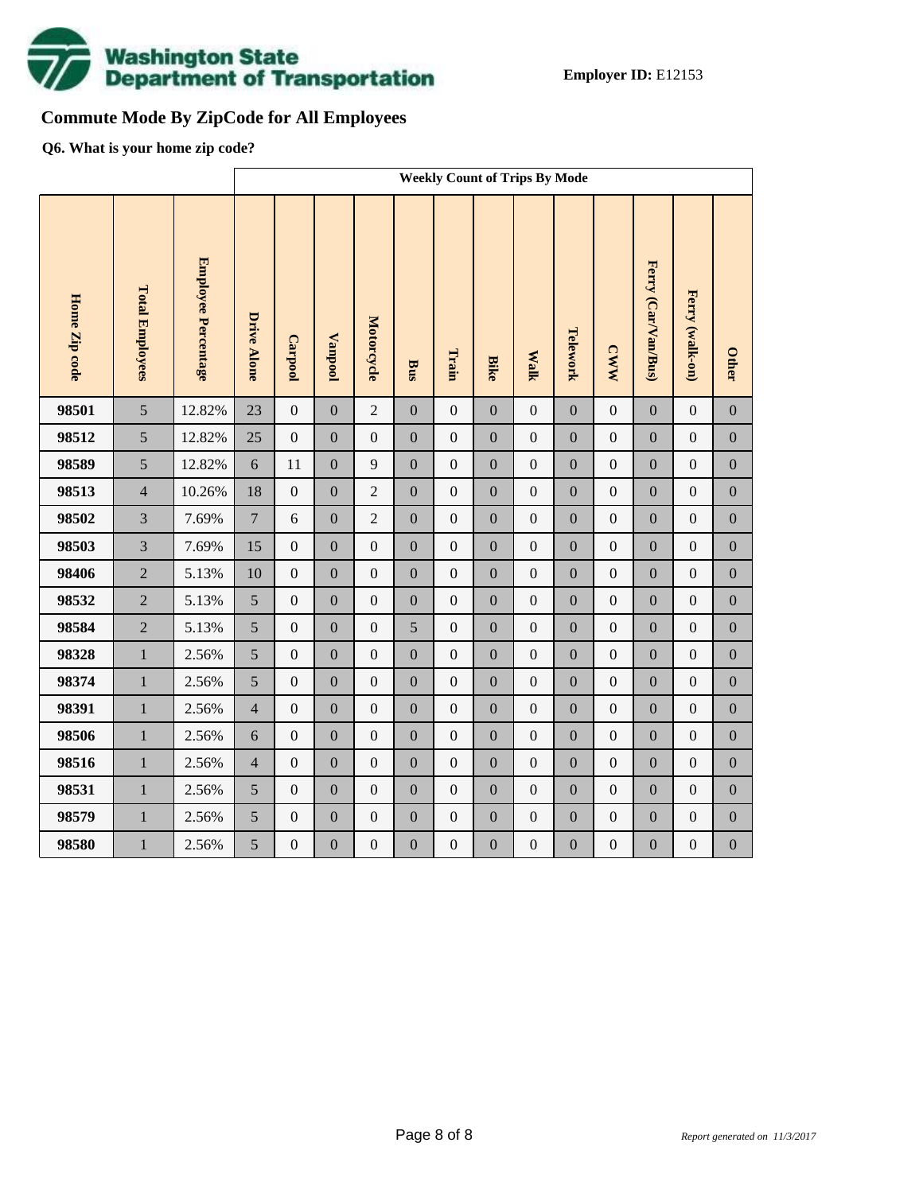**Employer ID:** E12153

## Commute Mode By ZipCode for All Employees

**Q6. What is your home zip code?**

| | | | Weekly Count of Trips By Mode | | | | | | | | | | | | |
|---|---|---|---|---|---|---|---|---|---|---|---|---|---|---|---|
| Home Zip code | Total Employees | Employee Percentage | Drive Alone | Carpool | Vanpool | Motorcycle | Bus | Train | Bike | Walk | Telework | CWW | Ferry (Car/Van/Bus) | Ferry (walk-on) | Other |
| 98501 | 5 | 12.82% | 23 | 0 | 0 | 2 | 0 | 0 | 0 | 0 | 0 | 0 | 0 | 0 | 0 |
| 98512 | 5 | 12.82% | 25 | 0 | 0 | 0 | 0 | 0 | 0 | 0 | 0 | 0 | 0 | 0 | 0 |
| 98589 | 5 | 12.82% | 6 | 11 | 0 | 9 | 0 | 0 | 0 | 0 | 0 | 0 | 0 | 0 | 0 |
| 98513 | 4 | 10.26% | 18 | 0 | 0 | 2 | 0 | 0 | 0 | 0 | 0 | 0 | 0 | 0 | 0 |
| 98502 | 3 | 7.69% | 7 | 6 | 0 | 2 | 0 | 0 | 0 | 0 | 0 | 0 | 0 | 0 | 0 |
| 98503 | 3 | 7.69% | 15 | 0 | 0 | 0 | 0 | 0 | 0 | 0 | 0 | 0 | 0 | 0 | 0 |
| 98406 | 2 | 5.13% | 10 | 0 | 0 | 0 | 0 | 0 | 0 | 0 | 0 | 0 | 0 | 0 | 0 |
| 98532 | 2 | 5.13% | 5 | 0 | 0 | 0 | 0 | 0 | 0 | 0 | 0 | 0 | 0 | 0 | 0 |
| 98584 | 2 | 5.13% | 5 | 0 | 0 | 0 | 5 | 0 | 0 | 0 | 0 | 0 | 0 | 0 | 0 |
| 98328 | 1 | 2.56% | 5 | 0 | 0 | 0 | 0 | 0 | 0 | 0 | 0 | 0 | 0 | 0 | 0 |
| 98374 | 1 | 2.56% | 5 | 0 | 0 | 0 | 0 | 0 | 0 | 0 | 0 | 0 | 0 | 0 | 0 |
| 98391 | 1 | 2.56% | 4 | 0 | 0 | 0 | 0 | 0 | 0 | 0 | 0 | 0 | 0 | 0 | 0 |
| 98506 | 1 | 2.56% | 6 | 0 | 0 | 0 | 0 | 0 | 0 | 0 | 0 | 0 | 0 | 0 | 0 |
| 98516 | 1 | 2.56% | 4 | 0 | 0 | 0 | 0 | 0 | 0 | 0 | 0 | 0 | 0 | 0 | 0 |
| 98531 | 1 | 2.56% | 5 | 0 | 0 | 0 | 0 | 0 | 0 | 0 | 0 | 0 | 0 | 0 | 0 |
| 98579 | 1 | 2.56% | 5 | 0 | 0 | 0 | 0 | 0 | 0 | 0 | 0 | 0 | 0 | 0 | 0 |
| 98580 | 1 | 2.56% | 5 | 0 | 0 | 0 | 0 | 0 | 0 | 0 | 0 | 0 | 0 | 0 | 0 |

*Report generated on 11/3/2017*